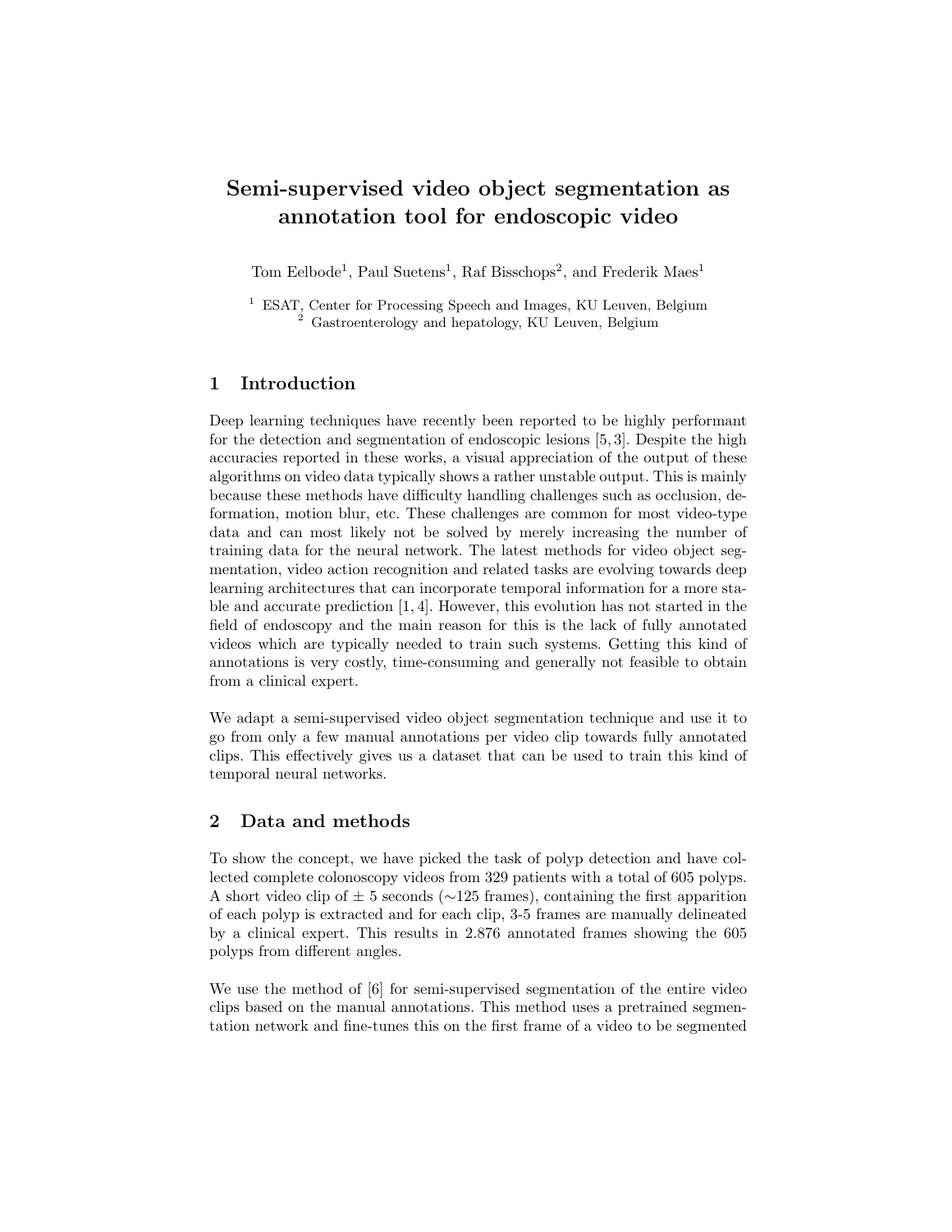# Semi-supervised video object segmentation as annotation tool for endoscopic video

Tom Eelbode[1], Paul Suetens[1], Raf Bisschops[2], and Frederik Maes[1]

[1] ESAT, Center for Processing Speech and Images, KU Leuven, Belgium
[2] Gastroenterology and hepatology, KU Leuven, Belgium

## 1 Introduction

Deep learning techniques have recently been reported to be highly performant for the detection and segmentation of endoscopic lesions [5, 3]. Despite the high accuracies reported in these works, a visual appreciation of the output of these algorithms on video data typically shows a rather unstable output. This is mainly because these methods have difficulty handling challenges such as occlusion, deformation, motion blur, etc. These challenges are common for most video-type data and can most likely not be solved by merely increasing the number of training data for the neural network. The latest methods for video object segmentation, video action recognition and related tasks are evolving towards deep learning architectures that can incorporate temporal information for a more stable and accurate prediction [1, 4]. However, this evolution has not started in the field of endoscopy and the main reason for this is the lack of fully annotated videos which are typically needed to train such systems. Getting this kind of annotations is very costly, time-consuming and generally not feasible to obtain from a clinical expert.

We adapt a semi-supervised video object segmentation technique and use it to go from only a few manual annotations per video clip towards fully annotated clips. This effectively gives us a dataset that can be used to train this kind of temporal neural networks.

## 2 Data and methods

To show the concept, we have picked the task of polyp detection and have collected complete colonoscopy videos from 329 patients with a total of 605 polyps. A short video clip of $\pm$ 5 seconds ($\sim$125 frames), containing the first apparition of each polyp is extracted and for each clip, 3-5 frames are manually delineated by a clinical expert. This results in 2.876 annotated frames showing the 605 polyps from different angles.

We use the method of [6] for semi-supervised segmentation of the entire video clips based on the manual annotations. This method uses a pretrained segmentation network and fine-tunes this on the first frame of a video to be segmented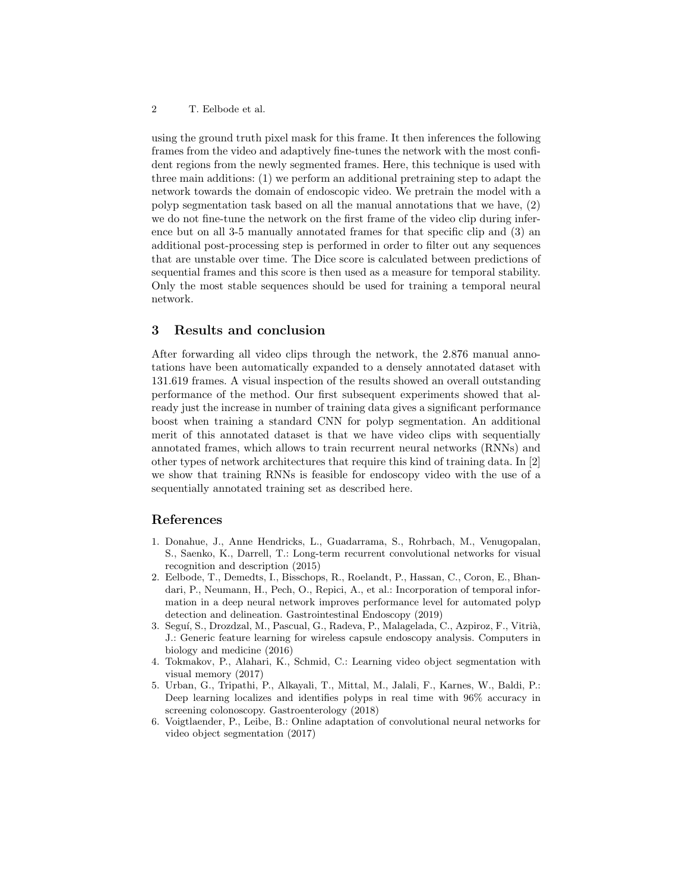using the ground truth pixel mask for this frame. It then inferences the following frames from the video and adaptively fine-tunes the network with the most confident regions from the newly segmented frames. Here, this technique is used with three main additions: (1) we perform an additional pretraining step to adapt the network towards the domain of endoscopic video. We pretrain the model with a polyp segmentation task based on all the manual annotations that we have, (2) we do not fine-tune the network on the first frame of the video clip during inference but on all 3-5 manually annotated frames for that specific clip and (3) an additional post-processing step is performed in order to filter out any sequences that are unstable over time. The Dice score is calculated between predictions of sequential frames and this score is then used as a measure for temporal stability. Only the most stable sequences should be used for training a temporal neural network.

## 3 Results and conclusion

After forwarding all video clips through the network, the 2.876 manual annotations have been automatically expanded to a densely annotated dataset with 131.619 frames. A visual inspection of the results showed an overall outstanding performance of the method. Our first subsequent experiments showed that already just the increase in number of training data gives a significant performance boost when training a standard CNN for polyp segmentation. An additional merit of this annotated dataset is that we have video clips with sequentially annotated frames, which allows to train recurrent neural networks (RNNs) and other types of network architectures that require this kind of training data. In [2] we show that training RNNs is feasible for endoscopy video with the use of a sequentially annotated training set as described here.

## References

1. Donahue, J., Anne Hendricks, L., Guadarrama, S., Rohrbach, M., Venugopalan, S., Saenko, K., Darrell, T.: Long-term recurrent convolutional networks for visual recognition and description (2015)
2. Eelbode, T., Demedts, I., Bisschops, R., Roelandt, P., Hassan, C., Coron, E., Bhandari, P., Neumann, H., Pech, O., Repici, A., et al.: Incorporation of temporal information in a deep neural network improves performance level for automated polyp detection and delineation. Gastrointestinal Endoscopy (2019)
3. Seguí, S., Drozdzal, M., Pascual, G., Radeva, P., Malagelada, C., Azpiroz, F., Vitrià, J.: Generic feature learning for wireless capsule endoscopy analysis. Computers in biology and medicine (2016)
4. Tokmakov, P., Alahari, K., Schmid, C.: Learning video object segmentation with visual memory (2017)
5. Urban, G., Tripathi, P., Alkayali, T., Mittal, M., Jalali, F., Karnes, W., Baldi, P.: Deep learning localizes and identifies polyps in real time with 96% accuracy in screening colonoscopy. Gastroenterology (2018)
6. Voigtlaender, P., Leibe, B.: Online adaptation of convolutional neural networks for video object segmentation (2017)